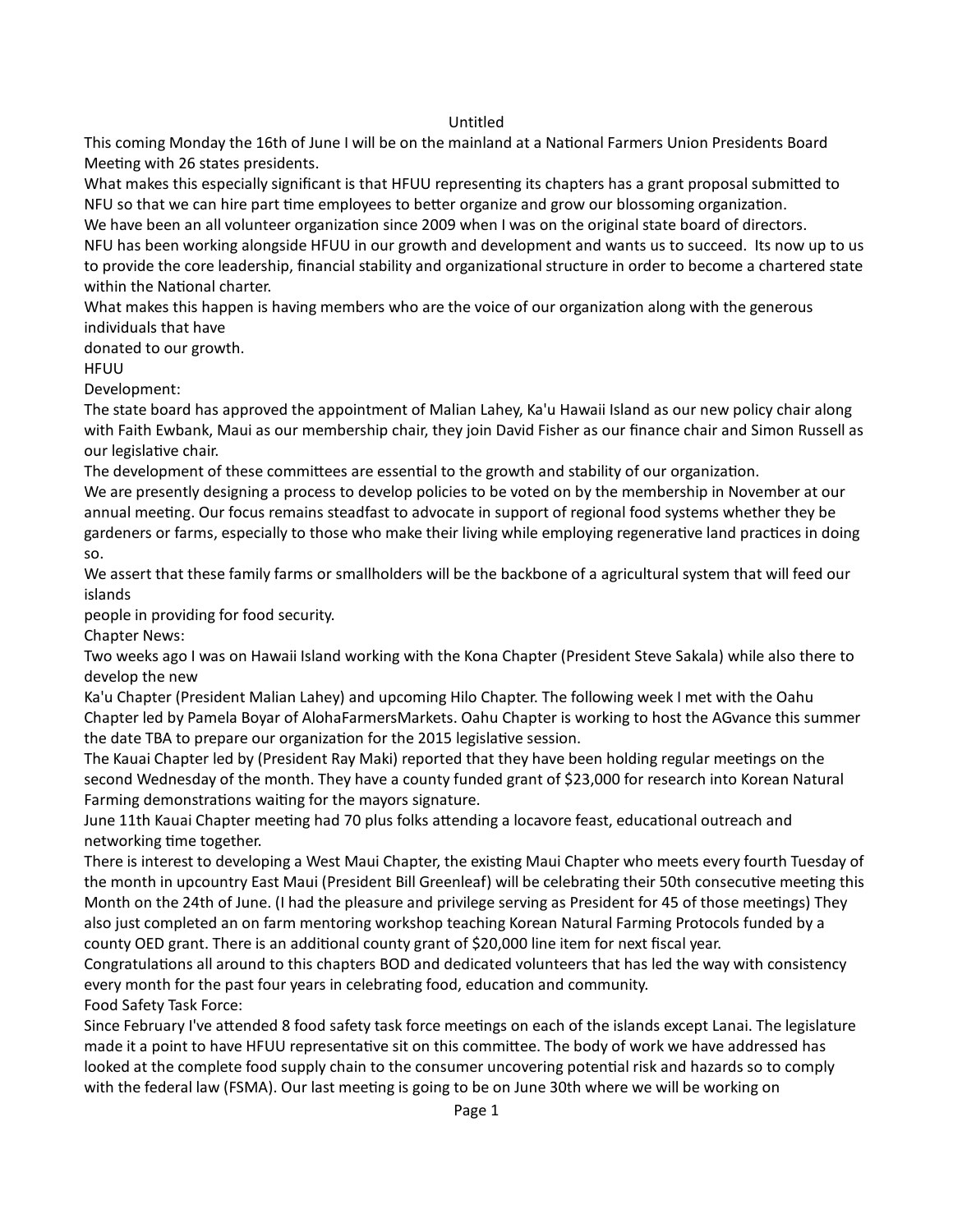Untitled

This coming Monday the 16th of June I will be on the mainland at a National Farmers Union Presidents Board Meeting with 26 states presidents.

What makes this especially significant is that HFUU representing its chapters has a grant proposal submitted to NFU so that we can hire part time employees to better organize and grow our blossoming organization.

We have been an all volunteer organization since 2009 when I was on the original state board of directors.

NFU has been working alongside HFUU in our growth and development and wants us to succeed. Its now up to us to provide the core leadership, financial stability and organizational structure in order to become a chartered state within the National charter.

What makes this happen is having members who are the voice of our organization along with the generous individuals that have donated to our growth.

HFUU

Development:

The state board has approved the appointment of Malian Lahey, Ka'u Hawaii Island as our new policy chair along with Faith Ewbank, Maui as our membership chair, they join David Fisher as our finance chair and Simon Russell as our legislative chair.

The development of these committees are essential to the growth and stability of our organization.

We are presently designing a process to develop policies to be voted on by the membership in November at our annual meeting. Our focus remains steadfast to advocate in support of regional food systems whether they be gardeners or farms, especially to those who make their living while employing regenerative land practices in doing so.

We assert that these family farms or smallholders will be the backbone of a agricultural system that will feed our islands people in providing for food security.

Chapter News:

Two weeks ago I was on Hawaii Island working with the Kona Chapter (President Steve Sakala) while also there to develop the new Ka'u Chapter (President Malian Lahey) and upcoming Hilo Chapter. The following week I met with the Oahu Chapter led by Pamela Boyar of AlohaFarmersMarkets. Oahu Chapter is working to host the AGvance this summer the date TBA to prepare our organization for the 2015 legislative session.

The Kauai Chapter led by (President Ray Maki) reported that they have been holding regular meetings on the second Wednesday of the month. They have a county funded grant of $23,000 for research into Korean Natural Farming demonstrations waiting for the mayors signature.

June 11th Kauai Chapter meeting had 70 plus folks attending a locavore feast, educational outreach and networking time together.

There is interest to developing a West Maui Chapter, the existing Maui Chapter who meets every fourth Tuesday of the month in upcountry East Maui (President Bill Greenleaf) will be celebrating their 50th consecutive meeting this Month on the 24th of June. (I had the pleasure and privilege serving as President for 45 of those meetings) They also just completed an on farm mentoring workshop teaching Korean Natural Farming Protocols funded by a county OED grant. There is an additional county grant of $20,000 line item for next fiscal year.

Congratulations all around to this chapters BOD and dedicated volunteers that has led the way with consistency every month for the past four years in celebrating food, education and community.

Food Safety Task Force:

Since February I've attended 8 food safety task force meetings on each of the islands except Lanai. The legislature made it a point to have HFUU representative sit on this committee. The body of work we have addressed has looked at the complete food supply chain to the consumer uncovering potential risk and hazards so to comply with the federal law (FSMA). Our last meeting is going to be on June 30th where we will be working on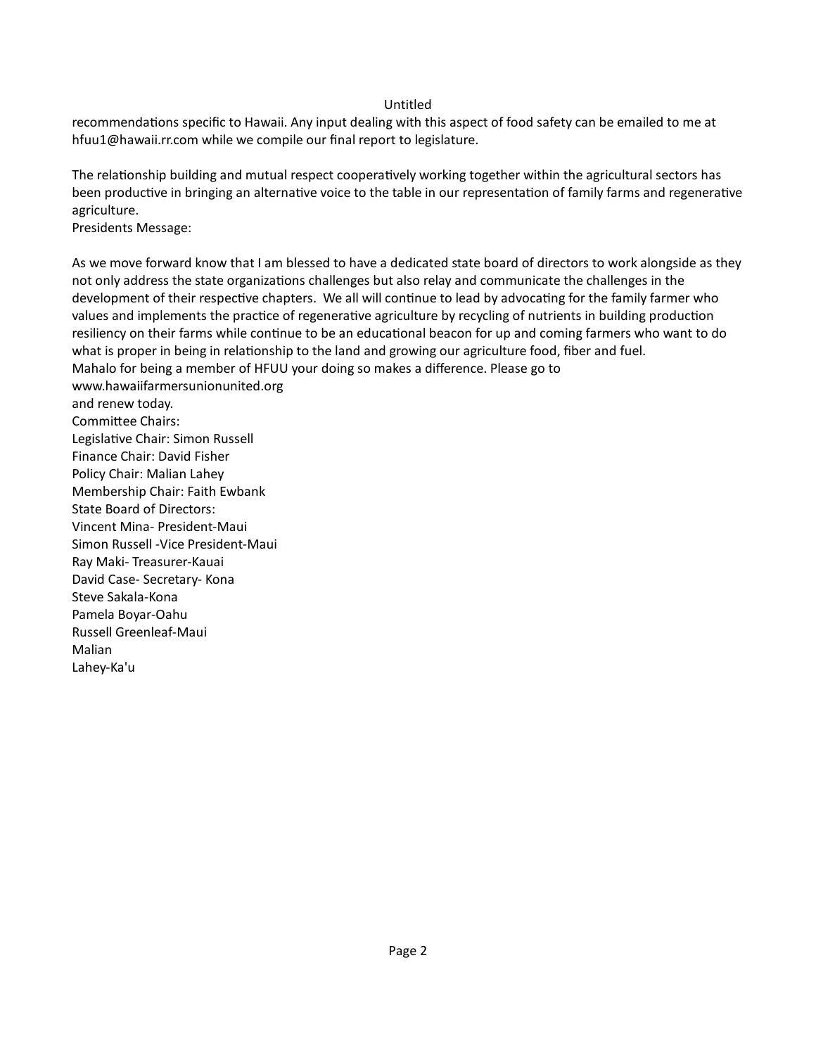recommendations specific to Hawaii. Any input dealing with this aspect of food safety can be emailed to me at hfuu1@hawaii.rr.com while we compile our final report to legislature.

The relationship building and mutual respect cooperatively working together within the agricultural sectors has been productive in bringing an alternative voice to the table in our representation of family farms and regenerative agriculture.

Presidents Message:

As we move forward know that I am blessed to have a dedicated state board of directors to work alongside as they not only address the state organizations challenges but also relay and communicate the challenges in the development of their respective chapters. We all will continue to lead by advocating for the family farmer who values and implements the practice of regenerative agriculture by recycling of nutrients in building production resiliency on their farms while continue to be an educational beacon for up and coming farmers who want to do what is proper in being in relationship to the land and growing our agriculture food, fiber and fuel.

Mahalo for being a member of HFUU your doing so makes a difference. Please go to
www.hawaiifarmersunionunited.org
and renew today.

Committee Chairs:
Legislative Chair: Simon Russell
Finance Chair: David Fisher
Policy Chair: Malian Lahey
Membership Chair: Faith Ewbank

State Board of Directors:
Vincent Mina- President-Maui
Simon Russell -Vice President-Maui
Ray Maki- Treasurer-Kauai
David Case- Secretary- Kona
Steve Sakala-Kona
Pamela Boyar-Oahu
Russell Greenleaf-Maui
Malian
Lahey-Ka'u